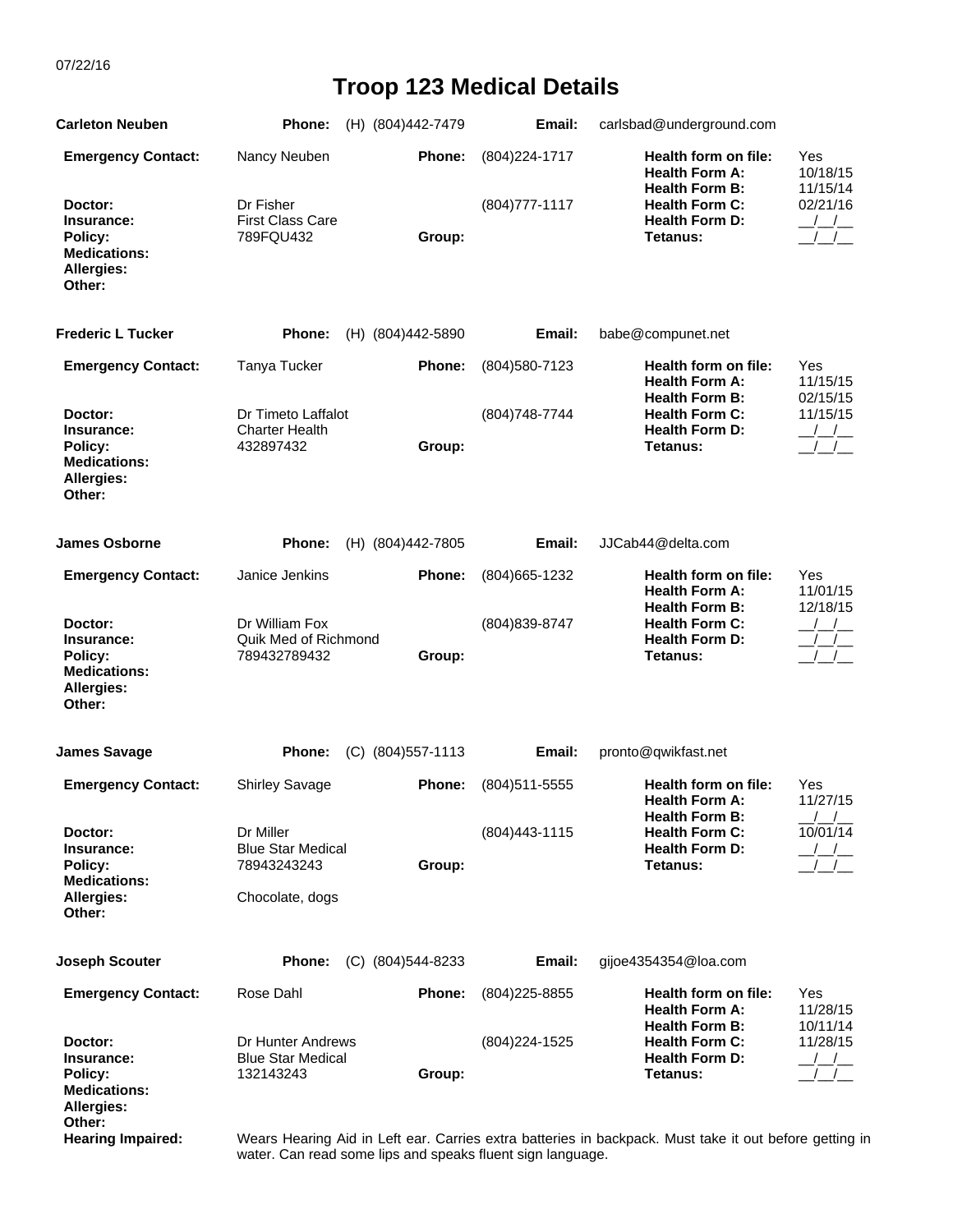07/22/16

# Troop 123 Medical Details

**Carleton Neuben** | **Phone:** (H) (804)442-7479 | **Email:** carlsbad@underground.com

| | | | | | |
|---|---|---|---|---|---|
| **Emergency Contact:** | Nancy Neuben | **Phone:** | (804)224-1717 | **Health form on file:** | Yes |
| | | | | **Health Form A:** | 10/18/15 |
| | | | | **Health Form B:** | 11/15/14 |
| **Doctor:** | Dr Fisher | | (804)777-1117 | **Health Form C:** | 02/21/16 |
| **Insurance:** | First Class Care | | | **Health Form D:** | __/__/__ |
| **Policy:** | 789FQU432 | **Group:** | | **Tetanus:** | __/__/__ |
| **Medications:** | | | | | |
| **Allergies:** | | | | | |
| **Other:** | | | | | |

**Frederic L Tucker** | **Phone:** (H) (804)442-5890 | **Email:** babe@compunet.net

| | | | | | |
|---|---|---|---|---|---|
| **Emergency Contact:** | Tanya Tucker | **Phone:** | (804)580-7123 | **Health form on file:** | Yes |
| | | | | **Health Form A:** | 11/15/15 |
| | | | | **Health Form B:** | 02/15/15 |
| **Doctor:** | Dr Timeto Laffalot | | (804)748-7744 | **Health Form C:** | 11/15/15 |
| **Insurance:** | Charter Health | | | **Health Form D:** | __/__/__ |
| **Policy:** | 432897432 | **Group:** | | **Tetanus:** | __/__/__ |
| **Medications:** | | | | | |
| **Allergies:** | | | | | |
| **Other:** | | | | | |

**James Osborne** | **Phone:** (H) (804)442-7805 | **Email:** JJCab44@delta.com

| | | | | | |
|---|---|---|---|---|---|
| **Emergency Contact:** | Janice Jenkins | **Phone:** | (804)665-1232 | **Health form on file:** | Yes |
| | | | | **Health Form A:** | 11/01/15 |
| | | | | **Health Form B:** | 12/18/15 |
| **Doctor:** | Dr William Fox | | (804)839-8747 | **Health Form C:** | __/__/__ |
| **Insurance:** | Quik Med of Richmond | | | **Health Form D:** | __/__/__ |
| **Policy:** | 789432789432 | **Group:** | | **Tetanus:** | __/__/__ |
| **Medications:** | | | | | |
| **Allergies:** | | | | | |
| **Other:** | | | | | |

**James Savage** | **Phone:** (C) (804)557-1113 | **Email:** pronto@qwikfast.net

| | | | | | |
|---|---|---|---|---|---|
| **Emergency Contact:** | Shirley Savage | **Phone:** | (804)511-5555 | **Health form on file:** | Yes |
| | | | | **Health Form A:** | 11/27/15 |
| | | | | **Health Form B:** | __/__/__ |
| **Doctor:** | Dr Miller | | (804)443-1115 | **Health Form C:** | 10/01/14 |
| **Insurance:** | Blue Star Medical | | | **Health Form D:** | __/__/__ |
| **Policy:** | 78943243243 | **Group:** | | **Tetanus:** | __/__/__ |
| **Medications:** | | | | | |
| **Allergies:** | Chocolate, dogs | | | | |
| **Other:** | | | | | |

**Joseph Scouter** | **Phone:** (C) (804)544-8233 | **Email:** gijoe4354354@loa.com

| | | | | | |
|---|---|---|---|---|---|
| **Emergency Contact:** | Rose Dahl | **Phone:** | (804)225-8855 | **Health form on file:** | Yes |
| | | | | **Health Form A:** | 11/28/15 |
| | | | | **Health Form B:** | 10/11/14 |
| **Doctor:** | Dr Hunter Andrews | | (804)224-1525 | **Health Form C:** | 11/28/15 |
| **Insurance:** | Blue Star Medical | | | **Health Form D:** | __/__/__ |
| **Policy:** | 132143243 | **Group:** | | **Tetanus:** | __/__/__ |
| **Medications:** | | | | | |
| **Allergies:** | | | | | |
| **Other:** | | | | | |
| **Hearing Impaired:** | Wears Hearing Aid in Left ear. Carries extra batteries in backpack. Must take it out before getting in water. Can read some lips and speaks fluent sign language. | | | | |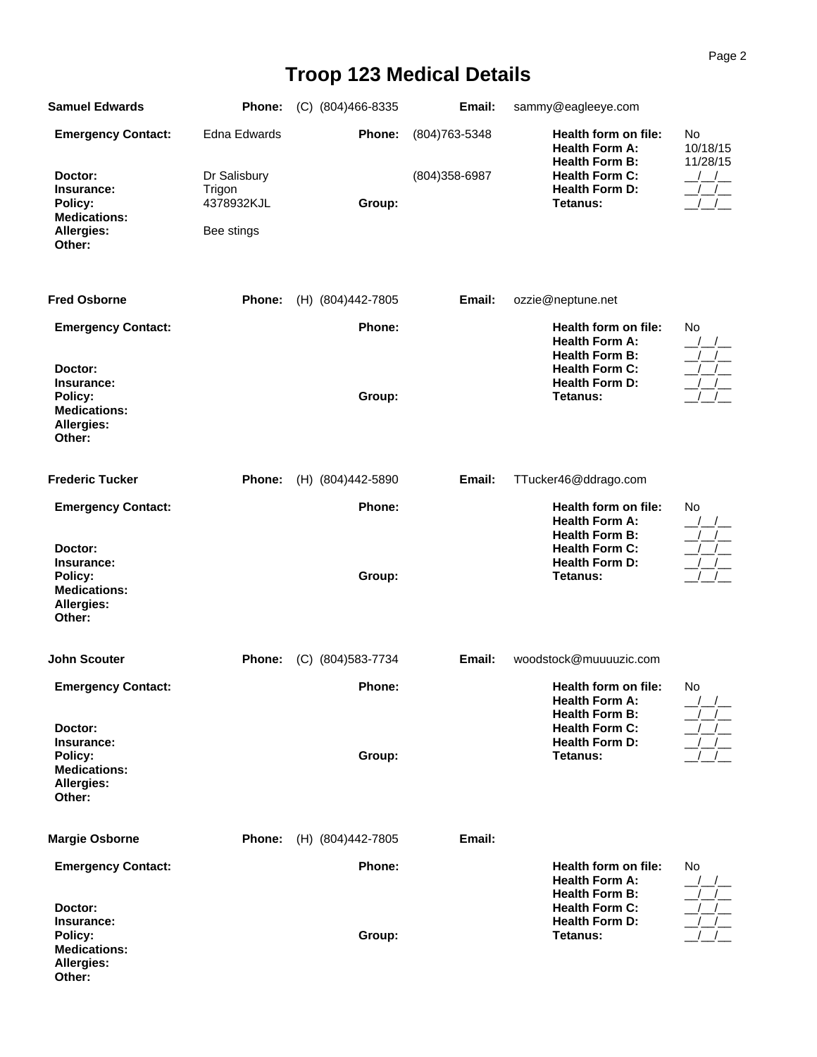# Troop 123 Medical Details

**Samuel Edwards** — **Phone:** (C) (804)466-8335 — **Email:** sammy@eagleeye.com

| | | | | | |
|---|---|---|---|---|---|
| **Emergency Contact:** | Edna Edwards | **Phone:** | (804)763-5348 | **Health form on file:** | No |
| | | | | **Health Form A:** | 10/18/15 |
| | | | | **Health Form B:** | 11/28/15 |
| **Doctor:** | Dr Salisbury | | (804)358-6987 | **Health Form C:** | __/__/__ |
| **Insurance:** | Trigon | | | **Health Form D:** | __/__/__ |
| **Policy:** | 4378932KJL | **Group:** | | **Tetanus:** | __/__/__ |
| **Medications:** | | | | | |
| **Allergies:** | Bee stings | | | | |
| **Other:** | | | | | |

**Fred Osborne** — **Phone:** (H) (804)442-7805 — **Email:** ozzie@neptune.net

| | | | | | |
|---|---|---|---|---|---|
| **Emergency Contact:** | | **Phone:** | | **Health form on file:** | No |
| | | | | **Health Form A:** | __/__/__ |
| | | | | **Health Form B:** | __/__/__ |
| **Doctor:** | | | | **Health Form C:** | __/__/__ |
| **Insurance:** | | | | **Health Form D:** | __/__/__ |
| **Policy:** | | **Group:** | | **Tetanus:** | __/__/__ |
| **Medications:** | | | | | |
| **Allergies:** | | | | | |
| **Other:** | | | | | |

**Frederic Tucker** — **Phone:** (H) (804)442-5890 — **Email:** TTucker46@ddrago.com

| | | | | | |
|---|---|---|---|---|---|
| **Emergency Contact:** | | **Phone:** | | **Health form on file:** | No |
| | | | | **Health Form A:** | __/__/__ |
| | | | | **Health Form B:** | __/__/__ |
| **Doctor:** | | | | **Health Form C:** | __/__/__ |
| **Insurance:** | | | | **Health Form D:** | __/__/__ |
| **Policy:** | | **Group:** | | **Tetanus:** | __/__/__ |
| **Medications:** | | | | | |
| **Allergies:** | | | | | |
| **Other:** | | | | | |

**John Scouter** — **Phone:** (C) (804)583-7734 — **Email:** woodstock@muuuuzic.com

| | | | | | |
|---|---|---|---|---|---|
| **Emergency Contact:** | | **Phone:** | | **Health form on file:** | No |
| | | | | **Health Form A:** | __/__/__ |
| | | | | **Health Form B:** | __/__/__ |
| **Doctor:** | | | | **Health Form C:** | __/__/__ |
| **Insurance:** | | | | **Health Form D:** | __/__/__ |
| **Policy:** | | **Group:** | | **Tetanus:** | __/__/__ |
| **Medications:** | | | | | |
| **Allergies:** | | | | | |
| **Other:** | | | | | |

**Margie Osborne** — **Phone:** (H) (804)442-7805 — **Email:**

| | | | | | |
|---|---|---|---|---|---|
| **Emergency Contact:** | | **Phone:** | | **Health form on file:** | No |
| | | | | **Health Form A:** | __/__/__ |
| | | | | **Health Form B:** | __/__/__ |
| **Doctor:** | | | | **Health Form C:** | __/__/__ |
| **Insurance:** | | | | **Health Form D:** | __/__/__ |
| **Policy:** | | **Group:** | | **Tetanus:** | __/__/__ |
| **Medications:** | | | | | |
| **Allergies:** | | | | | |
| **Other:** | | | | | |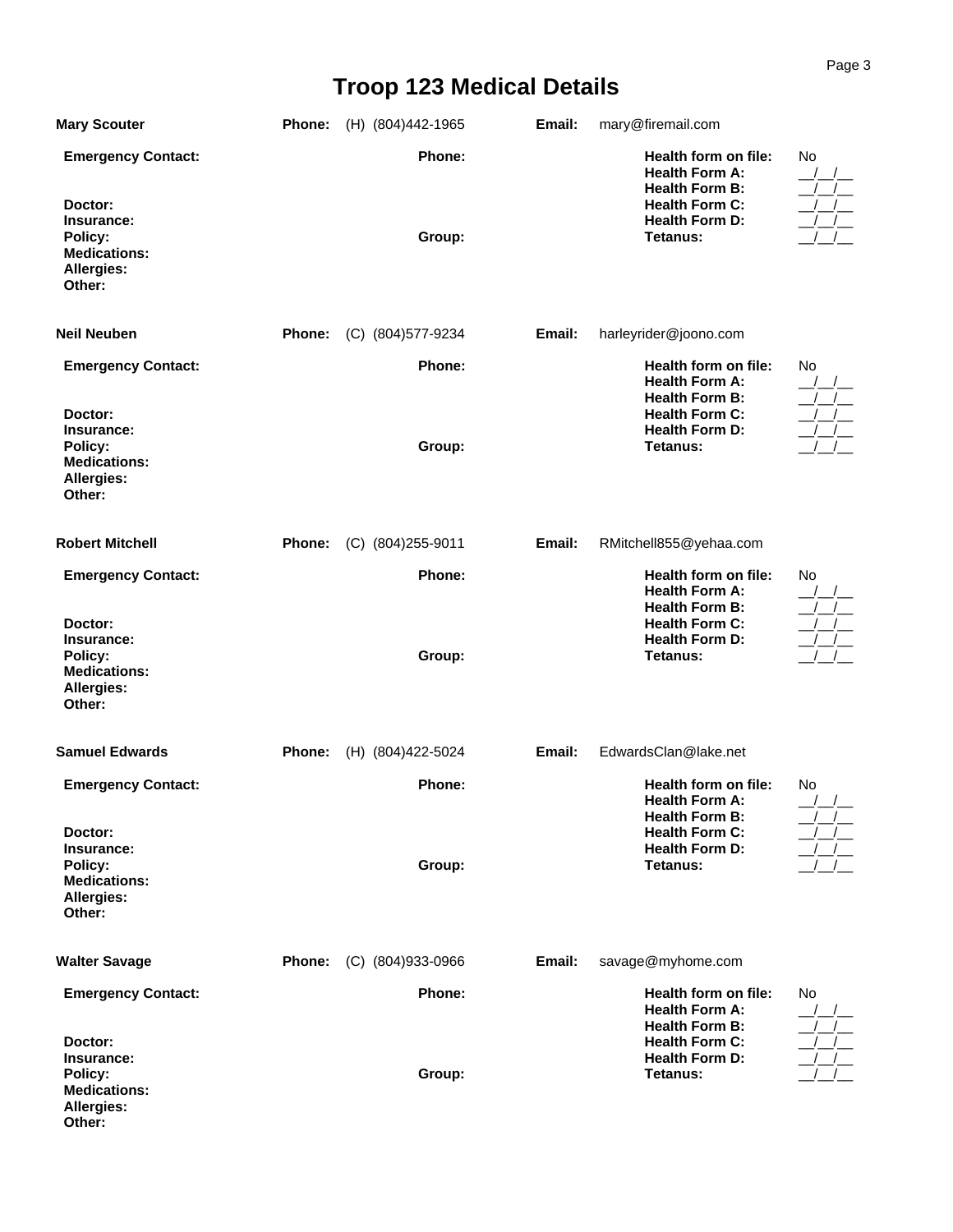# Troop 123 Medical Details

**Mary Scouter** **Phone:** (H) (804)442-1965 **Email:** mary@firemail.com

| | | | |
|---|---|---|---|
| **Emergency Contact:** | **Phone:** | **Health form on file:** | No |
| | | **Health Form A:** | __/__/__ |
| | | **Health Form B:** | __/__/__ |
| **Doctor:** | | **Health Form C:** | __/__/__ |
| **Insurance:** | | **Health Form D:** | __/__/__ |
| **Policy:** | **Group:** | **Tetanus:** | __/__/__ |
| **Medications:** | | | |
| **Allergies:** | | | |
| **Other:** | | | |

**Neil Neuben** **Phone:** (C) (804)577-9234 **Email:** harleyrider@joono.com

| | | | |
|---|---|---|---|
| **Emergency Contact:** | **Phone:** | **Health form on file:** | No |
| | | **Health Form A:** | __/__/__ |
| | | **Health Form B:** | __/__/__ |
| **Doctor:** | | **Health Form C:** | __/__/__ |
| **Insurance:** | | **Health Form D:** | __/__/__ |
| **Policy:** | **Group:** | **Tetanus:** | __/__/__ |
| **Medications:** | | | |
| **Allergies:** | | | |
| **Other:** | | | |

**Robert Mitchell** **Phone:** (C) (804)255-9011 **Email:** RMitchell855@yehaa.com

| | | | |
|---|---|---|---|
| **Emergency Contact:** | **Phone:** | **Health form on file:** | No |
| | | **Health Form A:** | __/__/__ |
| | | **Health Form B:** | __/__/__ |
| **Doctor:** | | **Health Form C:** | __/__/__ |
| **Insurance:** | | **Health Form D:** | __/__/__ |
| **Policy:** | **Group:** | **Tetanus:** | __/__/__ |
| **Medications:** | | | |
| **Allergies:** | | | |
| **Other:** | | | |

**Samuel Edwards** **Phone:** (H) (804)422-5024 **Email:** EdwardsClan@lake.net

| | | | |
|---|---|---|---|
| **Emergency Contact:** | **Phone:** | **Health form on file:** | No |
| | | **Health Form A:** | __/__/__ |
| | | **Health Form B:** | __/__/__ |
| **Doctor:** | | **Health Form C:** | __/__/__ |
| **Insurance:** | | **Health Form D:** | __/__/__ |
| **Policy:** | **Group:** | **Tetanus:** | __/__/__ |
| **Medications:** | | | |
| **Allergies:** | | | |
| **Other:** | | | |

**Walter Savage** **Phone:** (C) (804)933-0966 **Email:** savage@myhome.com

| | | | |
|---|---|---|---|
| **Emergency Contact:** | **Phone:** | **Health form on file:** | No |
| | | **Health Form A:** | __/__/__ |
| | | **Health Form B:** | __/__/__ |
| **Doctor:** | | **Health Form C:** | __/__/__ |
| **Insurance:** | | **Health Form D:** | __/__/__ |
| **Policy:** | **Group:** | **Tetanus:** | __/__/__ |
| **Medications:** | | | |
| **Allergies:** | | | |
| **Other:** | | | |